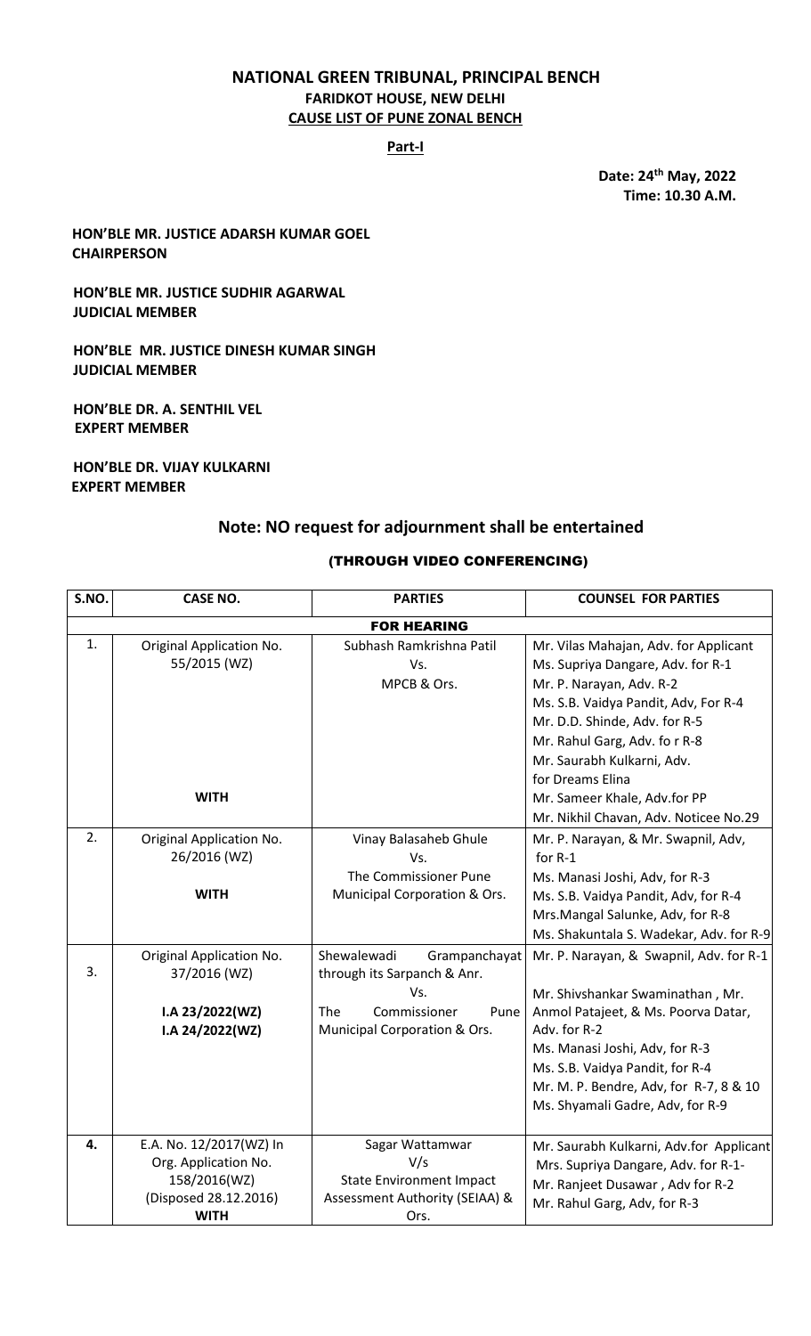# NATIONAL GREEN TRIBUNAL, PRINCIPAL BENCH

## FARIDKOT HOUSE, NEW DELHI

## CAUSE LIST OF PUNE ZONAL BENCH

**Part-I**

**Date: 24th May, 2022**
**Time: 10.30 A.M.**

**HON'BLE MR. JUSTICE ADARSH KUMAR GOEL**
**CHAIRPERSON**

**HON'BLE MR. JUSTICE SUDHIR AGARWAL**
**JUDICIAL MEMBER**

**HON'BLE MR. JUSTICE DINESH KUMAR SINGH**
**JUDICIAL MEMBER**

**HON'BLE DR. A. SENTHIL VEL**
**EXPERT MEMBER**

**HON'BLE DR. VIJAY KULKARNI**
**EXPERT MEMBER**

## Note: NO request for adjournment shall be entertained

**(THROUGH VIDEO CONFERENCING)**

| S.NO. | CASE NO. | PARTIES | COUNSEL FOR PARTIES |
|---|---|---|---|
| | | **FOR HEARING** | |
| 1. | Original Application No. 55/2015 (WZ)<br><br>**WITH** | Subhash Ramkrishna Patil<br>Vs.<br>MPCB & Ors. | Mr. Vilas Mahajan, Adv. for Applicant<br>Ms. Supriya Dangare, Adv. for R-1<br>Mr. P. Narayan, Adv. R-2<br>Ms. S.B. Vaidya Pandit, Adv, For R-4<br>Mr. D.D. Shinde, Adv. for R-5<br>Mr. Rahul Garg, Adv. fo r R-8<br>Mr. Saurabh Kulkarni, Adv. for Dreams Elina<br>Mr. Sameer Khale, Adv.for PP<br>Mr. Nikhil Chavan, Adv. Noticee No.29 |
| 2. | Original Application No. 26/2016 (WZ)<br><br>**WITH** | Vinay Balasaheb Ghule<br>Vs.<br>The Commissioner Pune Municipal Corporation & Ors. | Mr. P. Narayan, & Mr. Swapnil, Adv, for R-1<br>Ms. Manasi Joshi, Adv, for R-3<br>Ms. S.B. Vaidya Pandit, Adv, for R-4<br>Mrs.Mangal Salunke, Adv, for R-8<br>Ms. Shakuntala S. Wadekar, Adv. for R-9 |
| 3. | Original Application No. 37/2016 (WZ)<br><br>**I.A 23/2022(WZ)**<br>**I.A 24/2022(WZ)** | Shewalewadi Grampanchayat through its Sarpanch & Anr.<br>Vs.<br>The Commissioner Pune Municipal Corporation & Ors. | Mr. P. Narayan, & Swapnil, Adv. for R-1<br><br>Mr. Shivshankar Swaminathan , Mr. Anmol Patajeet, & Ms. Poorva Datar, Adv. for R-2<br>Ms. Manasi Joshi, Adv, for R-3<br>Ms. S.B. Vaidya Pandit, for R-4<br>Mr. M. P. Bendre, Adv, for R-7, 8 & 10<br>Ms. Shyamali Gadre, Adv, for R-9 |
| **4.** | E.A. No. 12/2017(WZ) In Org. Application No. 158/2016(WZ)<br>(Disposed 28.12.2016)<br>**WITH** | Sagar Wattamwar<br>V/s<br>State Environment Impact Assessment Authority (SEIAA) & Ors. | Mr. Saurabh Kulkarni, Adv.for Applicant<br>Mrs. Supriya Dangare, Adv. for R-1-<br>Mr. Ranjeet Dusawar , Adv for R-2<br>Mr. Rahul Garg, Adv, for R-3 |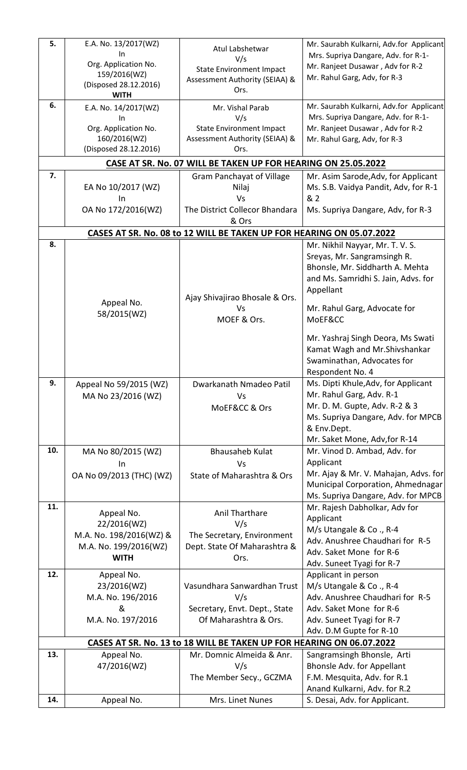| | | | |
|---|---|---|---|
| 5. | E.A. No. 13/2017(WZ) In Org. Application No. 159/2016(WZ) (Disposed 28.12.2016) **WITH** | Atul Labshetwar V/s State Environment Impact Assessment Authority (SEIAA) & Ors. | Mr. Saurabh Kulkarni, Adv.for Applicant Mrs. Supriya Dangare, Adv. for R-1- Mr. Ranjeet Dusawar , Adv for R-2 Mr. Rahul Garg, Adv, for R-3 |
| 6. | E.A. No. 14/2017(WZ) In Org. Application No. 160/2016(WZ) (Disposed 28.12.2016) | Mr. Vishal Parab V/s State Environment Impact Assessment Authority (SEIAA) & Ors. | Mr. Saurabh Kulkarni, Adv.for Applicant Mrs. Supriya Dangare, Adv. for R-1- Mr. Ranjeet Dusawar , Adv for R-2 Mr. Rahul Garg, Adv, for R-3 |
| | **CASE AT SR. No. 07 WILL BE TAKEN UP FOR HEARING ON 25.05.2022** | | |
| 7. | EA No 10/2017 (WZ) In OA No 172/2016(WZ) | Gram Panchayat of Village Nilaj Vs The District Collector Bhandara & Ors | Mr. Asim Sarode,Adv, for Applicant Ms. S.B. Vaidya Pandit, Adv, for R-1 & 2 Ms. Supriya Dangare, Adv, for R-3 |
| | **CASES AT SR. No. 08 to 12 WILL BE TAKEN UP FOR HEARING ON 05.07.2022** | | |
| 8. | Appeal No. 58/2015(WZ) | Ajay Shivajirao Bhosale & Ors. Vs MOEF & Ors. | Mr. Nikhil Nayyar, Mr. T. V. S. Sreyas, Mr. Sangramsingh R. Bhonsle, Mr. Siddharth A. Mehta and Ms. Samridhi S. Jain, Advs. for Appellant<br><br>Mr. Rahul Garg, Advocate for MoEF&CC<br><br>Mr. Yashraj Singh Deora, Ms Swati Kamat Wagh and Mr.Shivshankar Swaminathan, Advocates for Respondent No. 4 |
| 9. | Appeal No 59/2015 (WZ) MA No 23/2016 (WZ) | Dwarkanath Nmadeo Patil Vs MoEF&CC & Ors | Ms. Dipti Khule,Adv, for Applicant Mr. Rahul Garg, Adv. R-1 Mr. D. M. Gupte, Adv. R-2 & 3 Ms. Supriya Dangare, Adv. for MPCB & Env.Dept. Mr. Saket Mone, Adv,for R-14 |
| 10. | MA No 80/2015 (WZ) In OA No 09/2013 (THC) (WZ) | Bhausaheb Kulat Vs State of Maharashtra & Ors | Mr. Vinod D. Ambad, Adv. for Applicant Mr. Ajay & Mr. V. Mahajan, Advs. for Municipal Corporation, Ahmednagar Ms. Supriya Dangare, Adv. for MPCB |
| 11. | Appeal No. 22/2016(WZ) M.A. No. 198/2016(WZ) & M.A. No. 199/2016(WZ) **WITH** | Anil Tharthare V/s The Secretary, Environment Dept. State Of Maharashtra & Ors. | Mr. Rajesh Dabholkar, Adv for Applicant M/s Utangale & Co ., R-4 Adv. Anushree Chaudhari for R-5 Adv. Saket Mone for R-6 Adv. Suneet Tyagi for R-7 |
| 12. | Appeal No. 23/2016(WZ) M.A. No. 196/2016 & M.A. No. 197/2016 | Vasundhara Sanwardhan Trust V/s Secretary, Envt. Dept., State Of Maharashtra & Ors. | Applicant in person M/s Utangale & Co ., R-4 Adv. Anushree Chaudhari for R-5 Adv. Saket Mone for R-6 Adv. Suneet Tyagi for R-7 Adv. D.M Gupte for R-10 |
| | **CASES AT SR. No. 13 to 18 WILL BE TAKEN UP FOR HEARING ON 06.07.2022** | | |
| 13. | Appeal No. 47/2016(WZ) | Mr. Domnic Almeida & Anr. V/s The Member Secy., GCZMA | Sangramsingh Bhonsle, Arti Bhonsle Adv. for Appellant F.M. Mesquita, Adv. for R.1 Anand Kulkarni, Adv. for R.2 |
| 14. | Appeal No. | Mrs. Linet Nunes | S. Desai, Adv. for Applicant. |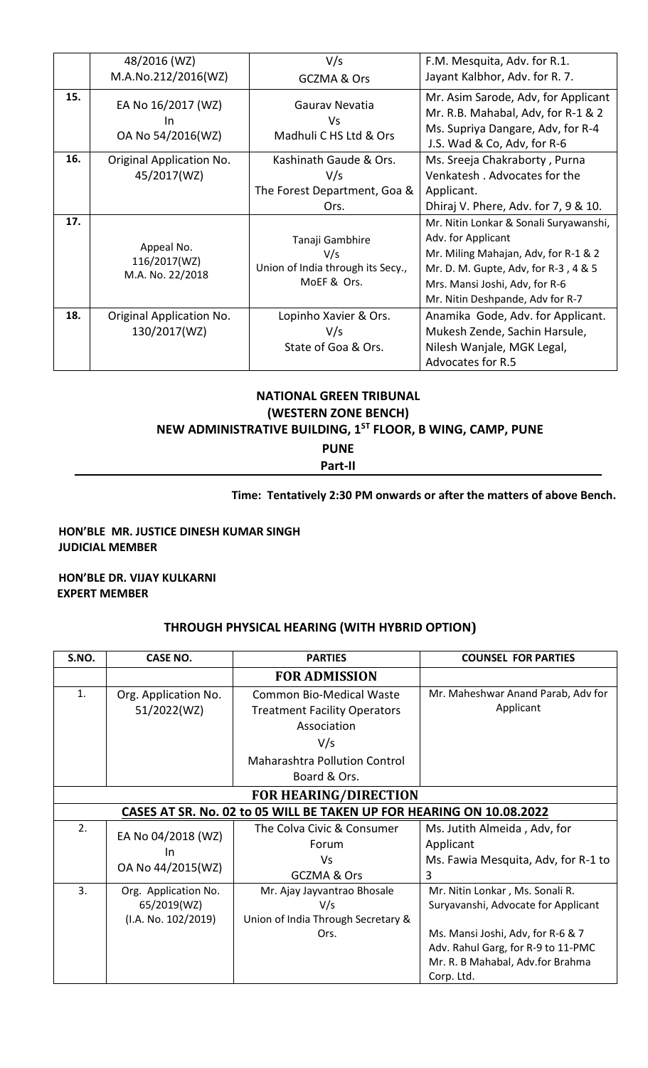|  | 48/2016 (WZ)<br>M.A.No.212/2016(WZ) | V/s<br>GCZMA & Ors | F.M. Mesquita, Adv. for R.1.<br>Jayant Kalbhor, Adv. for R. 7. |
|---|---|---|---|
| 15. | EA No 16/2017 (WZ)<br>In<br>OA No 54/2016(WZ) | Gaurav Nevatia<br>Vs<br>Madhuli C HS Ltd & Ors | Mr. Asim Sarode, Adv, for Applicant<br>Mr. R.B. Mahabal, Adv, for R-1 & 2<br>Ms. Supriya Dangare, Adv, for R-4<br>J.S. Wad & Co, Adv, for R-6 |
| 16. | Original Application No. 45/2017(WZ) | Kashinath Gaude & Ors.<br>V/s<br>The Forest Department, Goa & Ors. | Ms. Sreeja Chakraborty , Purna Venkatesh . Advocates for the Applicant.<br>Dhiraj V. Phere, Adv. for 7, 9 & 10. |
| 17. | Appeal No. 116/2017(WZ)<br>M.A. No. 22/2018 | Tanaji Gambhire<br>V/s<br>Union of India through its Secy., MoEF & Ors. | Mr. Nitin Lonkar & Sonali Suryawanshi, Adv. for Applicant<br>Mr. Miling Mahajan, Adv, for R-1 & 2<br>Mr. D. M. Gupte, Adv, for R-3 , 4 & 5<br>Mrs. Mansi Joshi, Adv, for R-6<br>Mr. Nitin Deshpande, Adv for R-7 |
| 18. | Original Application No. 130/2017(WZ) | Lopinho Xavier & Ors.<br>V/s<br>State of Goa & Ors. | Anamika Gode, Adv. for Applicant.<br>Mukesh Zende, Sachin Harsule, Nilesh Wanjale, MGK Legal, Advocates for R.5 |

**NATIONAL GREEN TRIBUNAL**
**(WESTERN ZONE BENCH)**
**NEW ADMINISTRATIVE BUILDING, 1ST FLOOR, B WING, CAMP, PUNE**
**PUNE**
**Part-II**

**Time: Tentatively 2:30 PM onwards or after the matters of above Bench.**

**HON'BLE MR. JUSTICE DINESH KUMAR SINGH**
**JUDICIAL MEMBER**

**HON'BLE DR. VIJAY KULKARNI**
**EXPERT MEMBER**

**THROUGH PHYSICAL HEARING (WITH HYBRID OPTION)**

| S.NO. | CASE NO. | PARTIES | COUNSEL FOR PARTIES |
|---|---|---|---|
|  |  | **FOR ADMISSION** |  |
| 1. | Org. Application No. 51/2022(WZ) | Common Bio-Medical Waste Treatment Facility Operators Association<br>V/s<br>Maharashtra Pollution Control Board & Ors. | Mr. Maheshwar Anand Parab, Adv for Applicant |
|  |  | **FOR HEARING/DIRECTION** |  |
|  | **CASES AT SR. No. 02 to 05 WILL BE TAKEN UP FOR HEARING ON 10.08.2022** |  |  |
| 2. | EA No 04/2018 (WZ)<br>In<br>OA No 44/2015(WZ) | The Colva Civic & Consumer Forum<br>Vs<br>GCZMA & Ors | Ms. Jutith Almeida , Adv, for Applicant<br>Ms. Fawia Mesquita, Adv, for R-1 to 3 |
| 3. | Org. Application No. 65/2019(WZ)<br>(I.A. No. 102/2019) | Mr. Ajay Jayvantrao Bhosale<br>V/s<br>Union of India Through Secretary & Ors. | Mr. Nitin Lonkar , Ms. Sonali R. Suryavanshi, Advocate for Applicant<br>Ms. Mansi Joshi, Adv, for R-6 & 7<br>Adv. Rahul Garg, for R-9 to 11-PMC<br>Mr. R. B Mahabal, Adv.for Brahma Corp. Ltd. |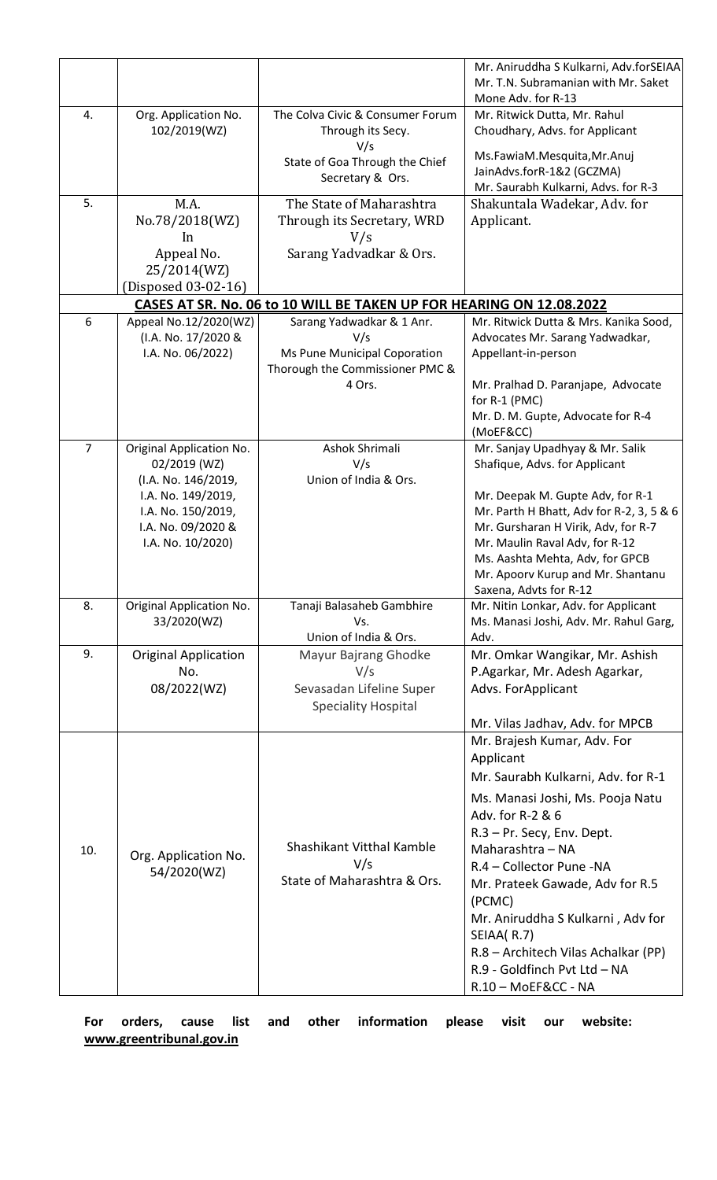| | | | |
|---|---|---|---|
| | | | Mr. Aniruddha S Kulkarni, Adv.forSEIAA<br>Mr. T.N. Subramanian with Mr. Saket Mone Adv. for R-13 |
| 4. | Org. Application No. 102/2019(WZ) | The Colva Civic & Consumer Forum Through its Secy.<br>V/s<br>State of Goa Through the Chief Secretary & Ors. | Mr. Ritwick Dutta, Mr. Rahul Choudhary, Advs. for Applicant<br>Ms.FawiaM.Mesquita,Mr.Anuj JainAdvs.forR-1&2 (GCZMA)<br>Mr. Saurabh Kulkarni, Advs. for R-3 |
| 5. | M.A. No.78/2018(WZ)<br>In<br>Appeal No. 25/2014(WZ)<br>(Disposed 03-02-16) | The State of Maharashtra Through its Secretary, WRD<br>V/s<br>Sarang Yadvadkar & Ors. | Shakuntala Wadekar, Adv. for Applicant. |
| **CASES AT SR. No. 06 to 10 WILL BE TAKEN UP FOR HEARING ON 12.08.2022** | | | |
| 6 | Appeal No.12/2020(WZ)<br>(I.A. No. 17/2020 & I.A. No. 06/2022) | Sarang Yadwadkar & 1 Anr.<br>V/s<br>Ms Pune Municipal Coporation Thorough the Commissioner PMC & 4 Ors. | Mr. Ritwick Dutta & Mrs. Kanika Sood, Advocates Mr. Sarang Yadwadkar, Appellant-in-person<br>Mr. Pralhad D. Paranjape, Advocate for R-1 (PMC)<br>Mr. D. M. Gupte, Advocate for R-4 (MoEF&CC) |
| 7 | Original Application No. 02/2019 (WZ)<br>(I.A. No. 146/2019, I.A. No. 149/2019, I.A. No. 150/2019, I.A. No. 09/2020 & I.A. No. 10/2020) | Ashok Shrimali<br>V/s<br>Union of India & Ors. | Mr. Sanjay Upadhyay & Mr. Salik Shafique, Advs. for Applicant<br>Mr. Deepak M. Gupte Adv, for R-1<br>Mr. Parth H Bhatt, Adv for R-2, 3, 5 & 6<br>Mr. Gursharan H Virik, Adv, for R-7<br>Mr. Maulin Raval Adv, for R-12<br>Ms. Aashta Mehta, Adv, for GPCB<br>Mr. Apoorv Kurup and Mr. Shantanu Saxena, Advts for R-12 |
| 8. | Original Application No. 33/2020(WZ) | Tanaji Balasaheb Gambhire<br>Vs.<br>Union of India & Ors. | Mr. Nitin Lonkar, Adv. for Applicant<br>Ms. Manasi Joshi, Adv. Mr. Rahul Garg, Adv. |
| 9. | Original Application No. 08/2022(WZ) | Mayur Bajrang Ghodke<br>V/s<br>Sevasadan Lifeline Super Speciality Hospital | Mr. Omkar Wangikar, Mr. Ashish P.Agarkar, Mr. Adesh Agarkar, Advs. ForApplicant<br>Mr. Vilas Jadhav, Adv. for MPCB |
| 10. | Org. Application No. 54/2020(WZ) | Shashikant Vitthal Kamble<br>V/s<br>State of Maharashtra & Ors. | Mr. Brajesh Kumar, Adv. For Applicant<br>Mr. Saurabh Kulkarni, Adv. for R-1<br>Ms. Manasi Joshi, Ms. Pooja Natu Adv. for R-2 & 6<br>R.3 – Pr. Secy, Env. Dept. Maharashtra – NA<br>R.4 – Collector Pune -NA<br>Mr. Prateek Gawade, Adv for R.5 (PCMC)<br>Mr. Aniruddha S Kulkarni , Adv for SEIAA( R.7)<br>R.8 – Architech Vilas Achalkar (PP)<br>R.9 - Goldfinch Pvt Ltd – NA<br>R.10 – MoEF&CC - NA |

**For orders, cause list and other information please visit our website: www.greentribunal.gov.in**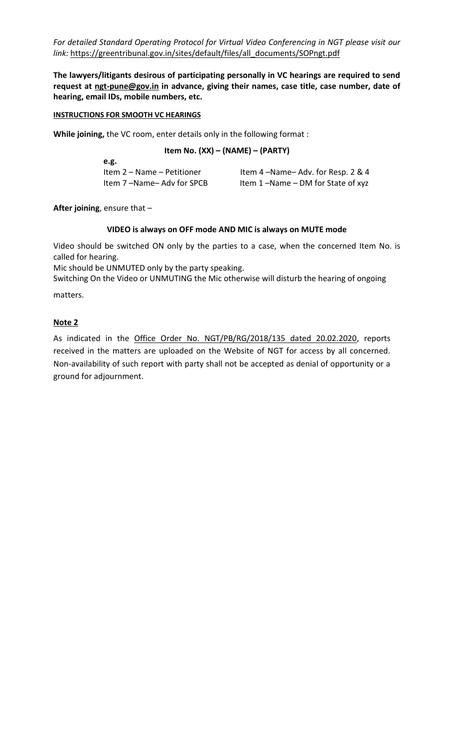*For detailed Standard Operating Protocol for Virtual Video Conferencing in NGT please visit our link:* https://greentribunal.gov.in/sites/default/files/all_documents/SOPngt.pdf

**The lawyers/litigants desirous of participating personally in VC hearings are required to send request at ngt-pune@gov.in in advance, giving their names, case title, case number, date of hearing, email IDs, mobile numbers, etc.**

**INSTRUCTIONS FOR SMOOTH VC HEARINGS**

**While joining,** the VC room, enter details only in the following format :

**Item No. (XX) – (NAME) – (PARTY)**

**e.g.**

| | |
|---|---|
| Item 2 – Name – Petitioner | Item 4 –Name– Adv. for Resp. 2 & 4 |
| Item 7 –Name– Adv for SPCB | Item 1 –Name – DM for State of xyz |

**After joining**, ensure that –

**VIDEO is always on OFF mode AND MIC is always on MUTE mode**

Video should be switched ON only by the parties to a case, when the concerned Item No. is called for hearing.

Mic should be UNMUTED only by the party speaking.

Switching On the Video or UNMUTING the Mic otherwise will disturb the hearing of ongoing matters.

**Note 2**

As indicated in the Office Order No. NGT/PB/RG/2018/135 dated 20.02.2020, reports received in the matters are uploaded on the Website of NGT for access by all concerned. Non-availability of such report with party shall not be accepted as denial of opportunity or a ground for adjournment.